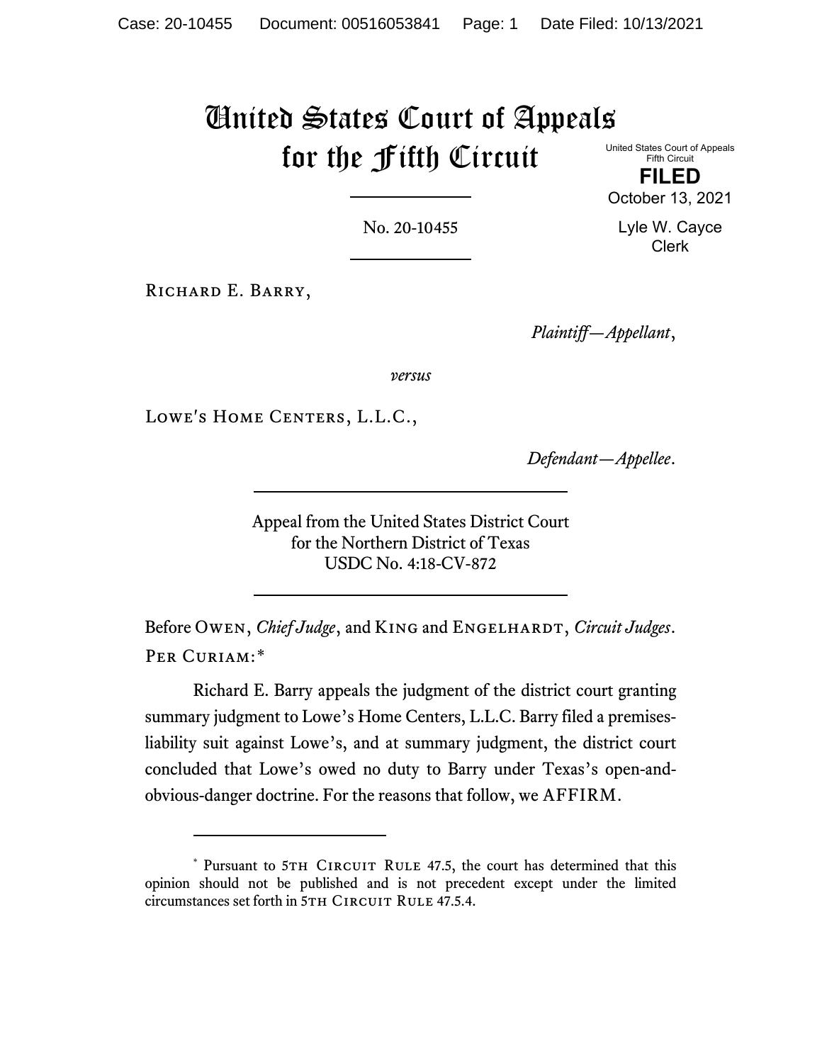# United States Court of Appeals for the Fifth Circuit

United States Court of Appeals
Fifth Circuit

**FILED**

October 13, 2021

Lyle W. Cayce
Clerk

No. 20-10455

Richard E. Barry,

*Plaintiff—Appellant*,

*versus*

Lowe's Home Centers, L.L.C.,

*Defendant—Appellee*.

Appeal from the United States District Court
for the Northern District of Texas
USDC No. 4:18-CV-872

Before Owen, *Chief Judge*, and King and Engelhardt, *Circuit Judges*.

Per Curiam:*

Richard E. Barry appeals the judgment of the district court granting summary judgment to Lowe's Home Centers, L.L.C. Barry filed a premises-liability suit against Lowe's, and at summary judgment, the district court concluded that Lowe's owed no duty to Barry under Texas's open-and-obvious-danger doctrine. For the reasons that follow, we AFFIRM.

\* Pursuant to 5th Circuit Rule 47.5, the court has determined that this opinion should not be published and is not precedent except under the limited circumstances set forth in 5th Circuit Rule 47.5.4.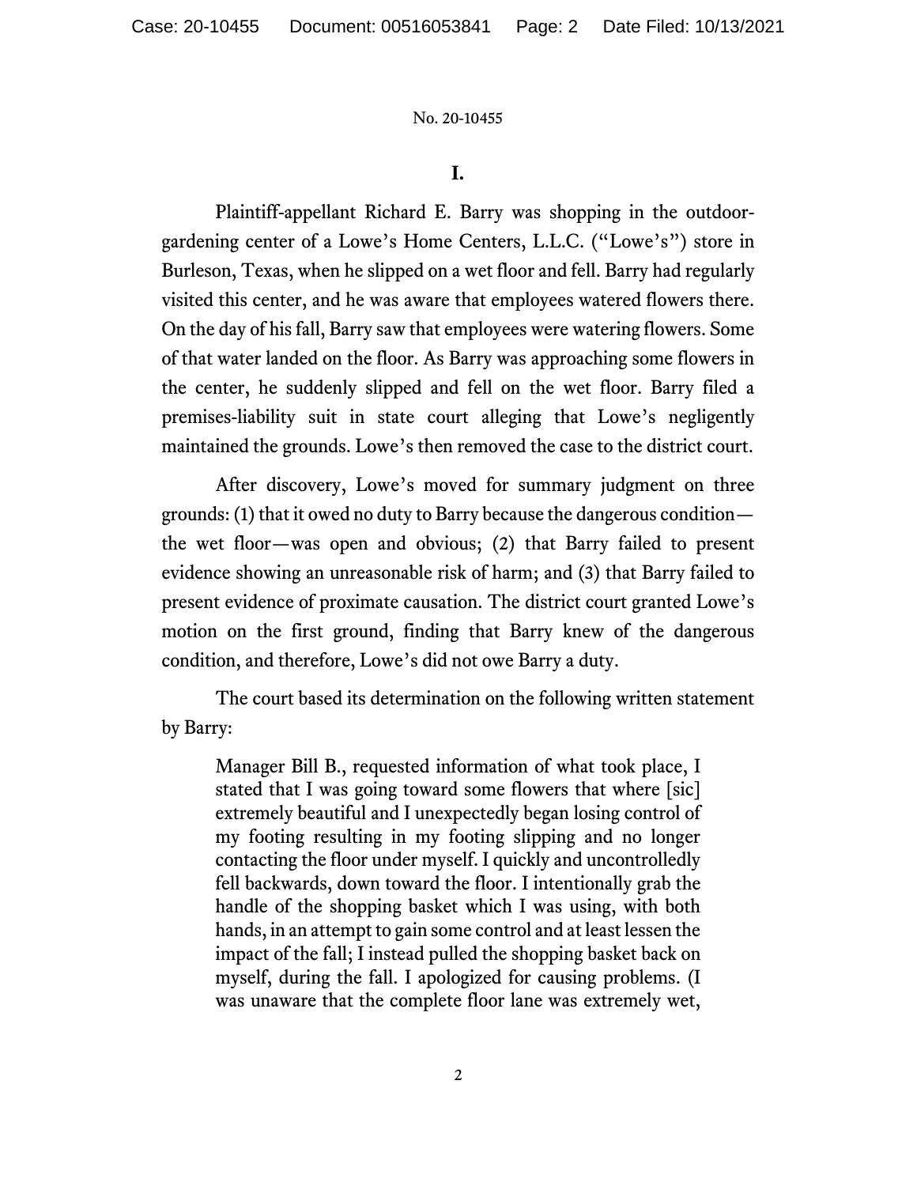## I.

Plaintiff-appellant Richard E. Barry was shopping in the outdoor-gardening center of a Lowe's Home Centers, L.L.C. ("Lowe's") store in Burleson, Texas, when he slipped on a wet floor and fell. Barry had regularly visited this center, and he was aware that employees watered flowers there. On the day of his fall, Barry saw that employees were watering flowers. Some of that water landed on the floor. As Barry was approaching some flowers in the center, he suddenly slipped and fell on the wet floor. Barry filed a premises-liability suit in state court alleging that Lowe's negligently maintained the grounds. Lowe's then removed the case to the district court.

After discovery, Lowe's moved for summary judgment on three grounds: (1) that it owed no duty to Barry because the dangerous condition—the wet floor—was open and obvious; (2) that Barry failed to present evidence showing an unreasonable risk of harm; and (3) that Barry failed to present evidence of proximate causation. The district court granted Lowe's motion on the first ground, finding that Barry knew of the dangerous condition, and therefore, Lowe's did not owe Barry a duty.

The court based its determination on the following written statement by Barry:

> Manager Bill B., requested information of what took place, I stated that I was going toward some flowers that where [sic] extremely beautiful and I unexpectedly began losing control of my footing resulting in my footing slipping and no longer contacting the floor under myself. I quickly and uncontrolledly fell backwards, down toward the floor. I intentionally grab the handle of the shopping basket which I was using, with both hands, in an attempt to gain some control and at least lessen the impact of the fall; I instead pulled the shopping basket back on myself, during the fall. I apologized for causing problems. (I was unaware that the complete floor lane was extremely wet,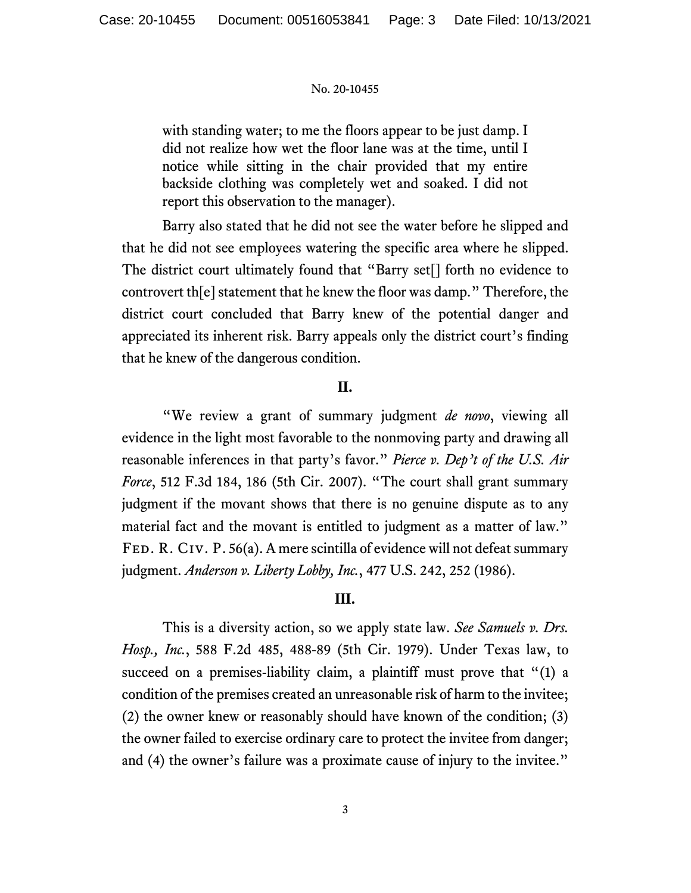> with standing water; to me the floors appear to be just damp. I did not realize how wet the floor lane was at the time, until I notice while sitting in the chair provided that my entire backside clothing was completely wet and soaked. I did not report this observation to the manager).

Barry also stated that he did not see the water before he slipped and that he did not see employees watering the specific area where he slipped. The district court ultimately found that "Barry set[] forth no evidence to controvert th[e] statement that he knew the floor was damp." Therefore, the district court concluded that Barry knew of the potential danger and appreciated its inherent risk. Barry appeals only the district court's finding that he knew of the dangerous condition.

## II.

"We review a grant of summary judgment *de novo*, viewing all evidence in the light most favorable to the nonmoving party and drawing all reasonable inferences in that party's favor." *Pierce v. Dep't of the U.S. Air Force*, 512 F.3d 184, 186 (5th Cir. 2007). "The court shall grant summary judgment if the movant shows that there is no genuine dispute as to any material fact and the movant is entitled to judgment as a matter of law." FED. R. CIV. P. 56(a). A mere scintilla of evidence will not defeat summary judgment. *Anderson v. Liberty Lobby, Inc.*, 477 U.S. 242, 252 (1986).

## III.

This is a diversity action, so we apply state law. *See Samuels v. Drs. Hosp., Inc.*, 588 F.2d 485, 488-89 (5th Cir. 1979). Under Texas law, to succeed on a premises-liability claim, a plaintiff must prove that "(1) a condition of the premises created an unreasonable risk of harm to the invitee; (2) the owner knew or reasonably should have known of the condition; (3) the owner failed to exercise ordinary care to protect the invitee from danger; and (4) the owner's failure was a proximate cause of injury to the invitee."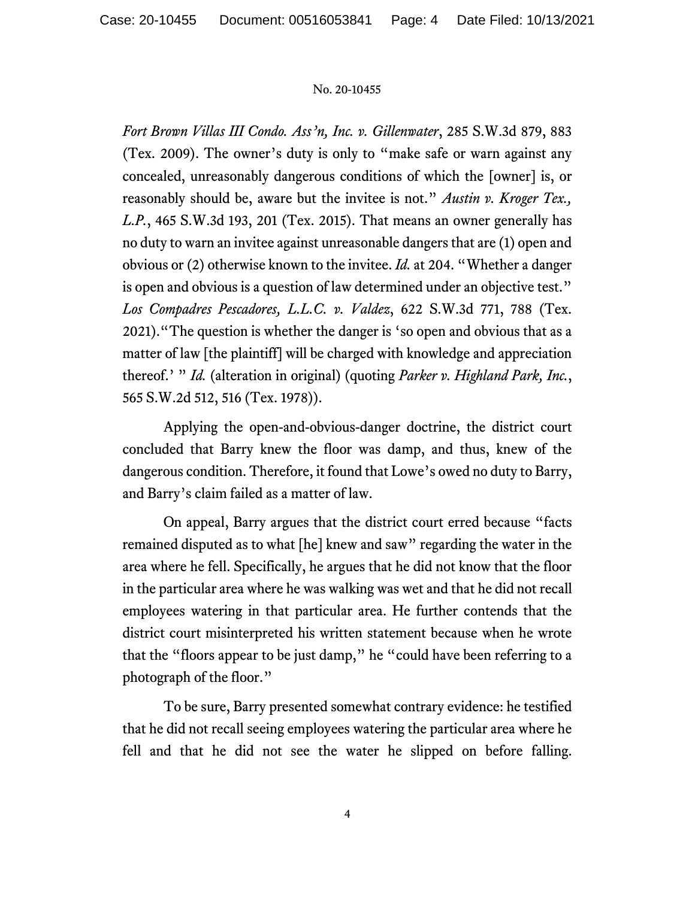*Fort Brown Villas III Condo. Ass'n, Inc. v. Gillenwater*, 285 S.W.3d 879, 883 (Tex. 2009). The owner's duty is only to "make safe or warn against any concealed, unreasonably dangerous conditions of which the [owner] is, or reasonably should be, aware but the invitee is not." *Austin v. Kroger Tex., L.P.*, 465 S.W.3d 193, 201 (Tex. 2015). That means an owner generally has no duty to warn an invitee against unreasonable dangers that are (1) open and obvious or (2) otherwise known to the invitee. *Id.* at 204. "Whether a danger is open and obvious is a question of law determined under an objective test." *Los Compadres Pescadores, L.L.C. v. Valdez*, 622 S.W.3d 771, 788 (Tex. 2021)."The question is whether the danger is 'so open and obvious that as a matter of law [the plaintiff] will be charged with knowledge and appreciation thereof.' " *Id.* (alteration in original) (quoting *Parker v. Highland Park, Inc.*, 565 S.W.2d 512, 516 (Tex. 1978)).

Applying the open-and-obvious-danger doctrine, the district court concluded that Barry knew the floor was damp, and thus, knew of the dangerous condition. Therefore, it found that Lowe's owed no duty to Barry, and Barry's claim failed as a matter of law.

On appeal, Barry argues that the district court erred because "facts remained disputed as to what [he] knew and saw" regarding the water in the area where he fell. Specifically, he argues that he did not know that the floor in the particular area where he was walking was wet and that he did not recall employees watering in that particular area. He further contends that the district court misinterpreted his written statement because when he wrote that the "floors appear to be just damp," he "could have been referring to a photograph of the floor."

To be sure, Barry presented somewhat contrary evidence: he testified that he did not recall seeing employees watering the particular area where he fell and that he did not see the water he slipped on before falling.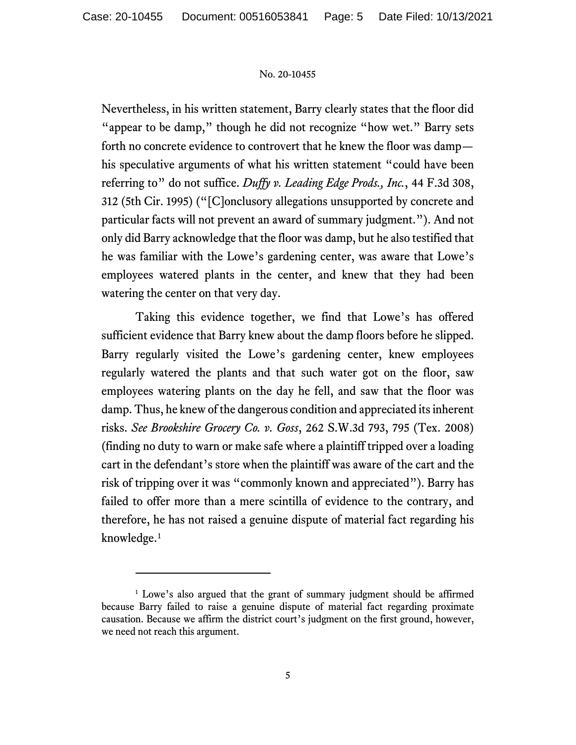Nevertheless, in his written statement, Barry clearly states that the floor did "appear to be damp," though he did not recognize "how wet." Barry sets forth no concrete evidence to controvert that he knew the floor was damp—his speculative arguments of what his written statement "could have been referring to" do not suffice. *Duffy v. Leading Edge Prods., Inc.*, 44 F.3d 308, 312 (5th Cir. 1995) ("[C]onclusory allegations unsupported by concrete and particular facts will not prevent an award of summary judgment."). And not only did Barry acknowledge that the floor was damp, but he also testified that he was familiar with the Lowe's gardening center, was aware that Lowe's employees watered plants in the center, and knew that they had been watering the center on that very day.

Taking this evidence together, we find that Lowe's has offered sufficient evidence that Barry knew about the damp floors before he slipped. Barry regularly visited the Lowe's gardening center, knew employees regularly watered the plants and that such water got on the floor, saw employees watering plants on the day he fell, and saw that the floor was damp. Thus, he knew of the dangerous condition and appreciated its inherent risks. *See Brookshire Grocery Co. v. Goss*, 262 S.W.3d 793, 795 (Tex. 2008) (finding no duty to warn or make safe where a plaintiff tripped over a loading cart in the defendant's store when the plaintiff was aware of the cart and the risk of tripping over it was "commonly known and appreciated"). Barry has failed to offer more than a mere scintilla of evidence to the contrary, and therefore, he has not raised a genuine dispute of material fact regarding his knowledge.[1]

---

[1] Lowe's also argued that the grant of summary judgment should be affirmed because Barry failed to raise a genuine dispute of material fact regarding proximate causation. Because we affirm the district court's judgment on the first ground, however, we need not reach this argument.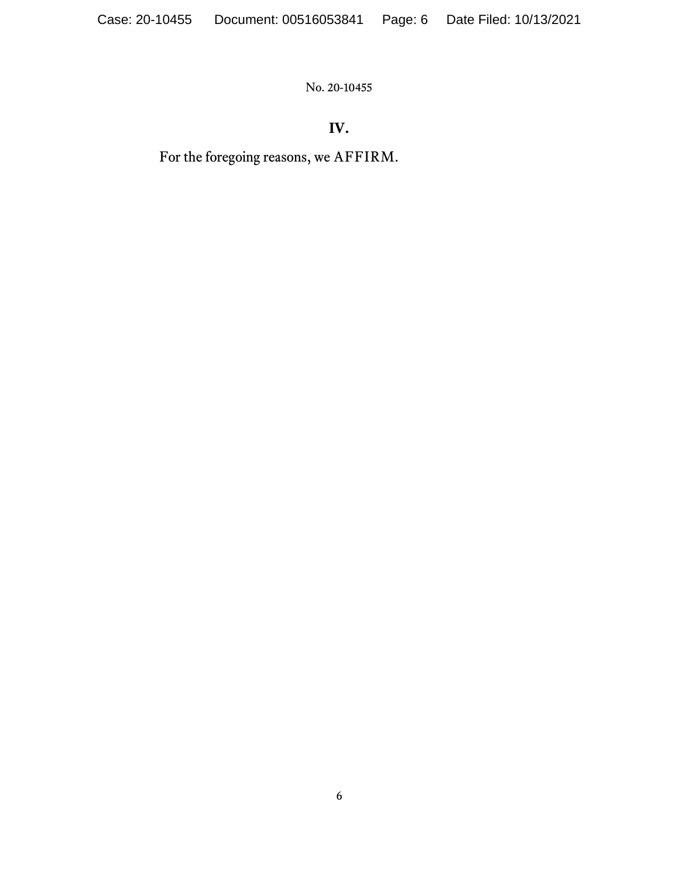## IV.

For the foregoing reasons, we AFFIRM.